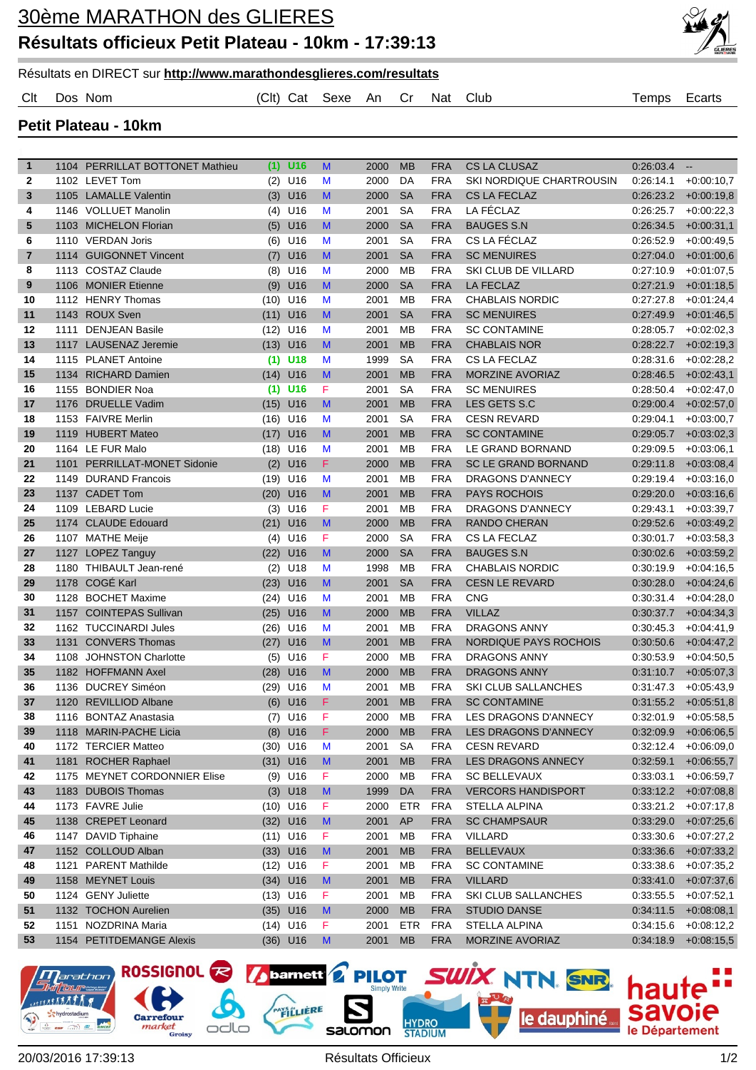# 30ème MARATHON des GLIERES

## Résultats officieux Petit Plateau - 10km - 17:39:13

Résultats en DIRECT sur **http://www.marathondesglieres.com/resultats**

### Petit Plateau - 10km

| Clt | Dos | Nom | (Clt) | Cat | Sexe | An | Cr | Nat | Club | Temps | Ecarts |
|---|---|---|---|---|---|---|---|---|---|---|---|
| 1 | 1104 | PERRILLAT BOTTONET Mathieu | (1) | U16 | M | 2000 | MB | FRA | CS LA CLUSAZ | 0:26:03.4 | -- |
| 2 | 1102 | LEVET Tom | (2) | U16 | M | 2000 | DA | FRA | SKI NORDIQUE CHARTROUSIN | 0:26:14.1 | +0:00:10,7 |
| 3 | 1105 | LAMALLE Valentin | (3) | U16 | M | 2000 | SA | FRA | CS LA FECLAZ | 0:26:23.2 | +0:00:19,8 |
| 4 | 1146 | VOLLUET Manolin | (4) | U16 | M | 2001 | SA | FRA | LA FÉCLAZ | 0:26:25.7 | +0:00:22,3 |
| 5 | 1103 | MICHELON Florian | (5) | U16 | M | 2000 | SA | FRA | BAUGES S.N | 0:26:34.5 | +0:00:31,1 |
| 6 | 1110 | VERDAN Joris | (6) | U16 | M | 2001 | SA | FRA | CS LA FÉCLAZ | 0:26:52.9 | +0:00:49,5 |
| 7 | 1114 | GUIGONNET Vincent | (7) | U16 | M | 2001 | SA | FRA | SC MENUIRES | 0:27:04.0 | +0:01:00,6 |
| 8 | 1113 | COSTAZ Claude | (8) | U16 | M | 2000 | MB | FRA | SKI CLUB DE VILLARD | 0:27:10.9 | +0:01:07,5 |
| 9 | 1106 | MONIER Etienne | (9) | U16 | M | 2000 | SA | FRA | LA FECLAZ | 0:27:21.9 | +0:01:18,5 |
| 10 | 1112 | HENRY Thomas | (10) | U16 | M | 2001 | MB | FRA | CHABLAIS NORDIC | 0:27:27.8 | +0:01:24,4 |
| 11 | 1143 | ROUX Sven | (11) | U16 | M | 2001 | SA | FRA | SC MENUIRES | 0:27:49.9 | +0:01:46,5 |
| 12 | 1111 | DENJEAN Basile | (12) | U16 | M | 2001 | MB | FRA | SC CONTAMINE | 0:28:05.7 | +0:02:02,3 |
| 13 | 1117 | LAUSENAZ Jeremie | (13) | U16 | M | 2001 | MB | FRA | CHABLAIS NOR | 0:28:22.7 | +0:02:19,3 |
| 14 | 1115 | PLANET Antoine | (1) | U18 | M | 1999 | SA | FRA | CS LA FECLAZ | 0:28:31.6 | +0:02:28,2 |
| 15 | 1134 | RICHARD Damien | (14) | U16 | M | 2001 | MB | FRA | MORZINE AVORIAZ | 0:28:46.5 | +0:02:43,1 |
| 16 | 1155 | BONDIER Noa | (1) | U16 | F | 2001 | SA | FRA | SC MENUIRES | 0:28:50.4 | +0:02:47,0 |
| 17 | 1176 | DRUELLE Vadim | (15) | U16 | M | 2001 | MB | FRA | LES GETS S.C | 0:29:00.4 | +0:02:57,0 |
| 18 | 1153 | FAIVRE Merlin | (16) | U16 | M | 2001 | SA | FRA | CESN REVARD | 0:29:04.1 | +0:03:00,7 |
| 19 | 1119 | HUBERT Mateo | (17) | U16 | M | 2001 | MB | FRA | SC CONTAMINE | 0:29:05.7 | +0:03:02,3 |
| 20 | 1164 | LE FUR Malo | (18) | U16 | M | 2001 | MB | FRA | LE GRAND BORNAND | 0:29:09.5 | +0:03:06,1 |
| 21 | 1101 | PERRILLAT-MONET Sidonie | (2) | U16 | F | 2000 | MB | FRA | SC LE GRAND BORNAND | 0:29:11.8 | +0:03:08,4 |
| 22 | 1149 | DURAND Francois | (19) | U16 | M | 2001 | MB | FRA | DRAGONS D'ANNECY | 0:29:19.4 | +0:03:16,0 |
| 23 | 1137 | CADET Tom | (20) | U16 | M | 2001 | MB | FRA | PAYS ROCHOIS | 0:29:20.0 | +0:03:16,6 |
| 24 | 1109 | LEBARD Lucie | (3) | U16 | F | 2001 | MB | FRA | DRAGONS D'ANNECY | 0:29:43.1 | +0:03:39,7 |
| 25 | 1174 | CLAUDE Edouard | (21) | U16 | M | 2000 | MB | FRA | RANDO CHERAN | 0:29:52.6 | +0:03:49,2 |
| 26 | 1107 | MATHE Meije | (4) | U16 | F | 2000 | SA | FRA | CS LA FECLAZ | 0:30:01.7 | +0:03:58,3 |
| 27 | 1127 | LOPEZ Tanguy | (22) | U16 | M | 2000 | SA | FRA | BAUGES S.N | 0:30:02.6 | +0:03:59,2 |
| 28 | 1180 | THIBAULT Jean-rené | (2) | U18 | M | 1998 | MB | FRA | CHABLAIS NORDIC | 0:30:19.9 | +0:04:16,5 |
| 29 | 1178 | COGÉ Karl | (23) | U16 | M | 2001 | SA | FRA | CESN LE REVARD | 0:30:28.0 | +0:04:24,6 |
| 30 | 1128 | BOCHET Maxime | (24) | U16 | M | 2001 | MB | FRA | CNG | 0:30:31.4 | +0:04:28,0 |
| 31 | 1157 | COINTEPAS Sullivan | (25) | U16 | M | 2000 | MB | FRA | VILLAZ | 0:30:37.7 | +0:04:34,3 |
| 32 | 1162 | TUCCINARDI Jules | (26) | U16 | M | 2001 | MB | FRA | DRAGONS ANNY | 0:30:45.3 | +0:04:41,9 |
| 33 | 1131 | CONVERS Thomas | (27) | U16 | M | 2001 | MB | FRA | NORDIQUE PAYS ROCHOIS | 0:30:50.6 | +0:04:47,2 |
| 34 | 1108 | JOHNSTON Charlotte | (5) | U16 | F | 2000 | MB | FRA | DRAGONS ANNY | 0:30:53.9 | +0:04:50,5 |
| 35 | 1182 | HOFFMANN Axel | (28) | U16 | M | 2000 | MB | FRA | DRAGONS ANNY | 0:31:10.7 | +0:05:07,3 |
| 36 | 1136 | DUCREY Siméon | (29) | U16 | M | 2001 | MB | FRA | SKI CLUB SALLANCHES | 0:31:47.3 | +0:05:43,9 |
| 37 | 1120 | REVILLIOD Albane | (6) | U16 | F | 2001 | MB | FRA | SC CONTAMINE | 0:31:55.2 | +0:05:51,8 |
| 38 | 1116 | BONTAZ Anastasia | (7) | U16 | F | 2000 | MB | FRA | LES DRAGONS D'ANNECY | 0:32:01.9 | +0:05:58,5 |
| 39 | 1118 | MARIN-PACHE Licia | (8) | U16 | F | 2000 | MB | FRA | LES DRAGONS D'ANNECY | 0:32:09.9 | +0:06:06,5 |
| 40 | 1172 | TERCIER Matteo | (30) | U16 | M | 2001 | SA | FRA | CESN REVARD | 0:32:12.4 | +0:06:09,0 |
| 41 | 1181 | ROCHER Raphael | (31) | U16 | M | 2001 | MB | FRA | LES DRAGONS ANNECY | 0:32:59.1 | +0:06:55,7 |
| 42 | 1175 | MEYNET CORDONNIER Elise | (9) | U16 | F | 2000 | MB | FRA | SC BELLEVAUX | 0:33:03.1 | +0:06:59,7 |
| 43 | 1183 | DUBOIS Thomas | (3) | U18 | M | 1999 | DA | FRA | VERCORS HANDISPORT | 0:33:12.2 | +0:07:08,8 |
| 44 | 1173 | FAVRE Julie | (10) | U16 | F | 2000 | ETR | FRA | STELLA ALPINA | 0:33:21.2 | +0:07:17,8 |
| 45 | 1138 | CREPET Leonard | (32) | U16 | M | 2001 | AP | FRA | SC CHAMPSAUR | 0:33:29.0 | +0:07:25,6 |
| 46 | 1147 | DAVID Tiphaine | (11) | U16 | F | 2001 | MB | FRA | VILLARD | 0:33:30.6 | +0:07:27,2 |
| 47 | 1152 | COLLOUD Alban | (33) | U16 | M | 2001 | MB | FRA | BELLEVAUX | 0:33:36.6 | +0:07:33,2 |
| 48 | 1121 | PARENT Mathilde | (12) | U16 | F | 2001 | MB | FRA | SC CONTAMINE | 0:33:38.6 | +0:07:35,2 |
| 49 | 1158 | MEYNET Louis | (34) | U16 | M | 2001 | MB | FRA | VILLARD | 0:33:41.0 | +0:07:37,6 |
| 50 | 1124 | GENY Juliette | (13) | U16 | F | 2001 | MB | FRA | SKI CLUB SALLANCHES | 0:33:55.5 | +0:07:52,1 |
| 51 | 1132 | TOCHON Aurelien | (35) | U16 | M | 2000 | MB | FRA | STUDIO DANSE | 0:34:11.5 | +0:08:08,1 |
| 52 | 1151 | NOZDRINA Maria | (14) | U16 | F | 2001 | ETR | FRA | STELLA ALPINA | 0:34:15.6 | +0:08:12,2 |
| 53 | 1154 | PETITDEMANGE Alexis | (36) | U16 | M | 2001 | MB | FRA | MORZINE AVORIAZ | 0:34:18.9 | +0:08:15,5 |

20/03/2016 17:39:13 Résultats Officieux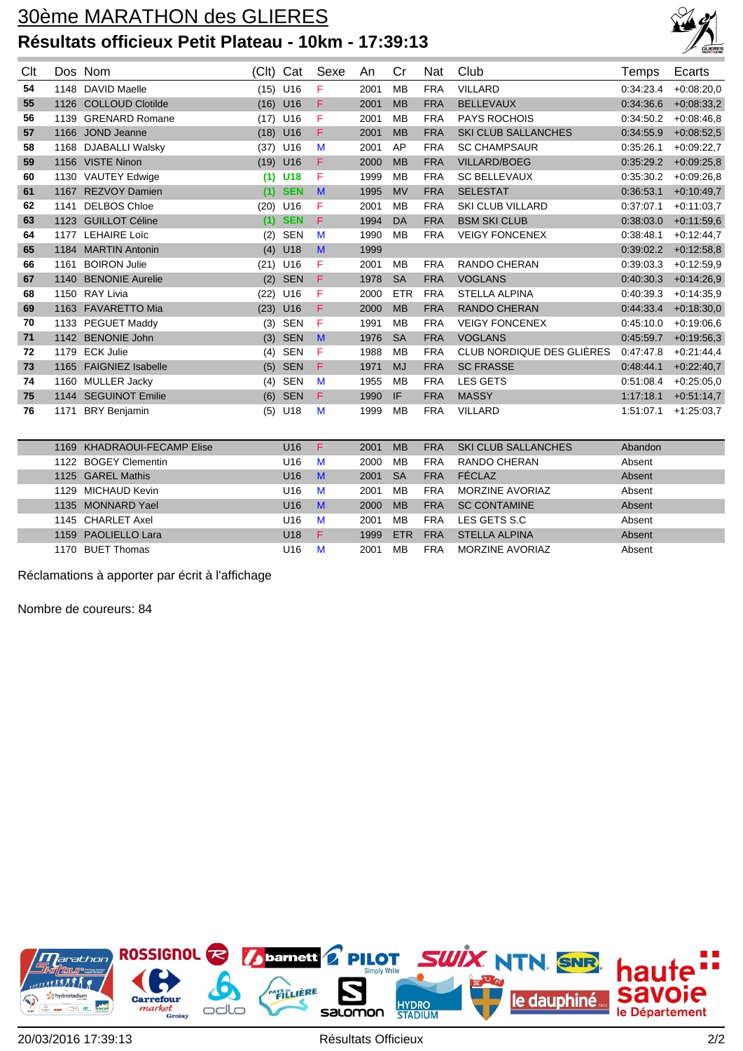# 30ème MARATHON des GLIERES

## Résultats officieux Petit Plateau - 10km - 17:39:13

| Clt | Dos | Nom | (Clt) | Cat | Sexe | An | Cr | Nat | Club | Temps | Ecarts |
|---|---|---|---|---|---|---|---|---|---|---|---|
| 54 | 1148 | DAVID Maelle | (15) | U16 | F | 2001 | MB | FRA | VILLARD | 0:34:23.4 | +0:08:20,0 |
| 55 | 1126 | COLLOUD Clotilde | (16) | U16 | F | 2001 | MB | FRA | BELLEVAUX | 0:34:36.6 | +0:08:33,2 |
| 56 | 1139 | GRENARD Romane | (17) | U16 | F | 2001 | MB | FRA | PAYS ROCHOIS | 0:34:50.2 | +0:08:46,8 |
| 57 | 1166 | JOND Jeanne | (18) | U16 | F | 2001 | MB | FRA | SKI CLUB SALLANCHES | 0:34:55.9 | +0:08:52,5 |
| 58 | 1168 | DJABALLI Walsky | (37) | U16 | M | 2001 | AP | FRA | SC CHAMPSAUR | 0:35:26.1 | +0:09:22,7 |
| 59 | 1156 | VISTE Ninon | (19) | U16 | F | 2000 | MB | FRA | VILLARD/BOEG | 0:35:29.2 | +0:09:25,8 |
| 60 | 1130 | VAUTEY Edwige | (1) | U18 | F | 1999 | MB | FRA | SC BELLEVAUX | 0:35:30.2 | +0:09:26,8 |
| 61 | 1167 | REZVOY Damien | (1) | SEN | M | 1995 | MV | FRA | SELESTAT | 0:36:53.1 | +0:10:49,7 |
| 62 | 1141 | DELBOS Chloe | (20) | U16 | F | 2001 | MB | FRA | SKI CLUB VILLARD | 0:37:07.1 | +0:11:03,7 |
| 63 | 1123 | GUILLOT Céline | (1) | SEN | F | 1994 | DA | FRA | BSM SKI CLUB | 0:38:03.0 | +0:11:59,6 |
| 64 | 1177 | LEHAIRE Loïc | (2) | SEN | M | 1990 | MB | FRA | VEIGY FONCENEX | 0:38:48.1 | +0:12:44,7 |
| 65 | 1184 | MARTIN Antonin | (4) | U18 | M | 1999 | | | | 0:39:02.2 | +0:12:58,8 |
| 66 | 1161 | BOIRON Julie | (21) | U16 | F | 2001 | MB | FRA | RANDO CHERAN | 0:39:03.3 | +0:12:59,9 |
| 67 | 1140 | BENONIE Aurelie | (2) | SEN | F | 1978 | SA | FRA | VOGLANS | 0:40:30.3 | +0:14:26,9 |
| 68 | 1150 | RAY Livia | (22) | U16 | F | 2000 | ETR | FRA | STELLA ALPINA | 0:40:39.3 | +0:14:35,9 |
| 69 | 1163 | FAVARETTO Mia | (23) | U16 | F | 2000 | MB | FRA | RANDO CHERAN | 0:44:33.4 | +0:18:30,0 |
| 70 | 1133 | PEGUET Maddy | (3) | SEN | F | 1991 | MB | FRA | VEIGY FONCENEX | 0:45:10.0 | +0:19:06,6 |
| 71 | 1142 | BENONIE John | (3) | SEN | M | 1976 | SA | FRA | VOGLANS | 0:45:59.7 | +0:19:56,3 |
| 72 | 1179 | ECK Julie | (4) | SEN | F | 1988 | MB | FRA | CLUB NORDIQUE DES GLIÈRES | 0:47:47.8 | +0:21:44,4 |
| 73 | 1165 | FAIGNIEZ Isabelle | (5) | SEN | F | 1971 | MJ | FRA | SC FRASSE | 0:48:44.1 | +0:22:40,7 |
| 74 | 1160 | MULLER Jacky | (4) | SEN | M | 1955 | MB | FRA | LES GETS | 0:51:08.4 | +0:25:05,0 |
| 75 | 1144 | SEGUINOT Emilie | (6) | SEN | F | 1990 | IF | FRA | MASSY | 1:17:18.1 | +0:51:14,7 |
| 76 | 1171 | BRY Benjamin | (5) | U18 | M | 1999 | MB | FRA | VILLARD | 1:51:07.1 | +1:25:03,7 |
| | 1169 | KHADRAOUI-FECAMP Elise | | U16 | F | 2001 | MB | FRA | SKI CLUB SALLANCHES | Abandon | |
| | 1122 | BOGEY Clementin | | U16 | M | 2000 | MB | FRA | RANDO CHERAN | Absent | |
| | 1125 | GAREL Mathis | | U16 | M | 2001 | SA | FRA | FÉCLAZ | Absent | |
| | 1129 | MICHAUD Kevin | | U16 | M | 2001 | MB | FRA | MORZINE AVORIAZ | Absent | |
| | 1135 | MONNARD Yael | | U16 | M | 2000 | MB | FRA | SC CONTAMINE | Absent | |
| | 1145 | CHARLET Axel | | U16 | M | 2001 | MB | FRA | LES GETS S.C | Absent | |
| | 1159 | PAOLIELLO Lara | | U18 | F | 1999 | ETR | FRA | STELLA ALPINA | Absent | |
| | 1170 | BUET Thomas | | U16 | M | 2001 | MB | FRA | MORZINE AVORIAZ | Absent | |

Réclamations à apporter par écrit à l'affichage

Nombre de coureurs: 84

20/03/2016 17:39:13 Résultats Officieux